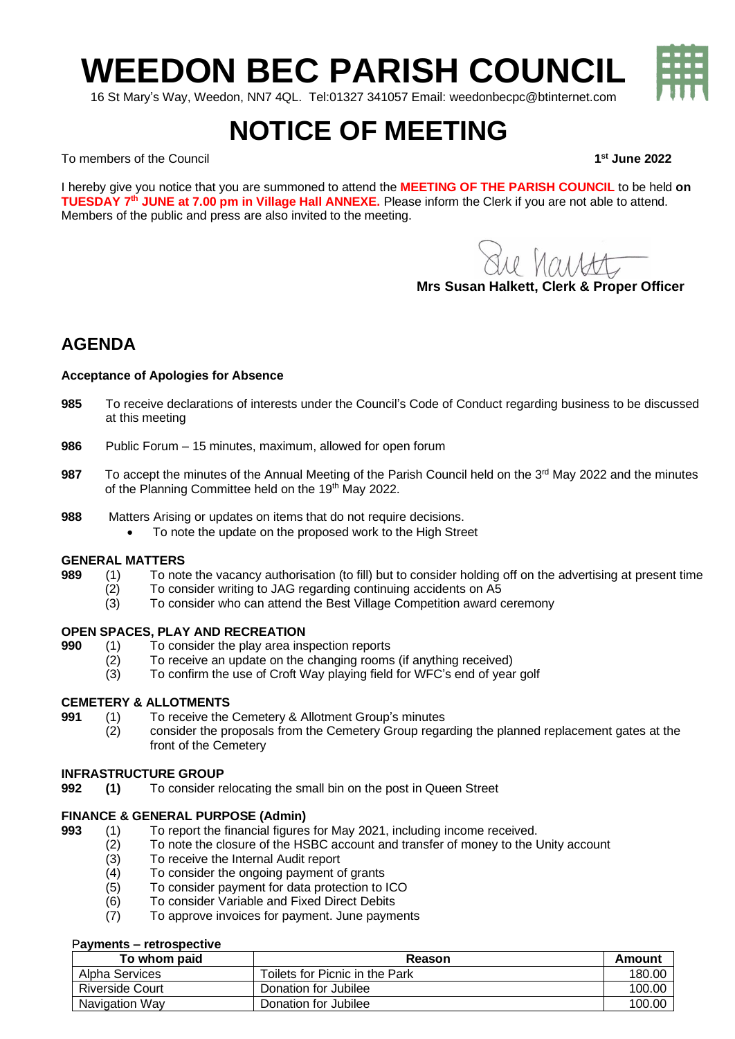# WEEDON BEC PARISH COUNCIL

16 St Mary's Way, Weedon, NN7 4QL. Tel:01327 341057 Email: weedonbecpc@btinternet.com

# NOTICE OF MEETING

To members of the Council

**1st June 2022**

I hereby give you notice that you are summoned to attend the **MEETING OF THE PARISH COUNCIL** to be held **on TUESDAY 7th JUNE at 7.00 pm in Village Hall ANNEXE.** Please inform the Clerk if you are not able to attend. Members of the public and press are also invited to the meeting.

Sue Halkett

**Mrs Susan Halkett, Clerk & Proper Officer**

## AGENDA

**Acceptance of Apologies for Absence**

**985** To receive declarations of interests under the Council's Code of Conduct regarding business to be discussed at this meeting

**986** Public Forum – 15 minutes, maximum, allowed for open forum

**987** To accept the minutes of the Annual Meeting of the Parish Council held on the 3rd May 2022 and the minutes of the Planning Committee held on the 19th May 2022.

**988** Matters Arising or updates on items that do not require decisions.

- To note the update on the proposed work to the High Street

### GENERAL MATTERS

**989**
(1) To note the vacancy authorisation (to fill) but to consider holding off on the advertising at present time
(2) To consider writing to JAG regarding continuing accidents on A5
(3) To consider who can attend the Best Village Competition award ceremony

### OPEN SPACES, PLAY AND RECREATION

**990**
(1) To consider the play area inspection reports
(2) To receive an update on the changing rooms (if anything received)
(3) To confirm the use of Croft Way playing field for WFC's end of year golf

### CEMETERY & ALLOTMENTS

**991**
(1) To receive the Cemetery & Allotment Group's minutes
(2) consider the proposals from the Cemetery Group regarding the planned replacement gates at the front of the Cemetery

### INFRASTRUCTURE GROUP

**992** **(1)** To consider relocating the small bin on the post in Queen Street

### FINANCE & GENERAL PURPOSE (Admin)

**993**
(1) To report the financial figures for May 2021, including income received.
(2) To note the closure of the HSBC account and transfer of money to the Unity account
(3) To receive the Internal Audit report
(4) To consider the ongoing payment of grants
(5) To consider payment for data protection to ICO
(6) To consider Variable and Fixed Direct Debits
(7) To approve invoices for payment. June payments

**Payments – retrospective**

| To whom paid | Reason | Amount |
|---|---|---|
| Alpha Services | Toilets for Picnic in the Park | 180.00 |
| Riverside Court | Donation for Jubilee | 100.00 |
| Navigation Way | Donation for Jubilee | 100.00 |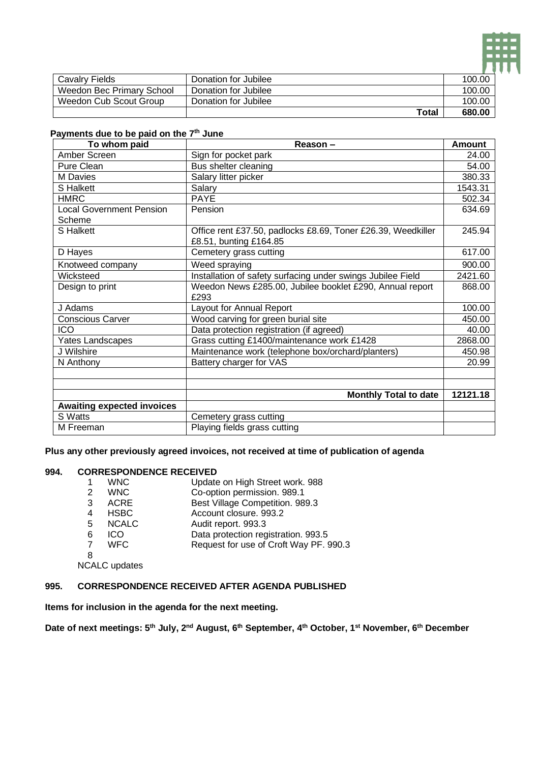| | | |
|---|---|---|
| Cavalry Fields | Donation for Jubilee | 100.00 |
| Weedon Bec Primary School | Donation for Jubilee | 100.00 |
| Weedon Cub Scout Group | Donation for Jubilee | 100.00 |
| | **Total** | **680.00** |

**Payments due to be paid on the 7th June**

| To whom paid | Reason – | Amount |
|---|---|---|
| Amber Screen | Sign for pocket park | 24.00 |
| Pure Clean | Bus shelter cleaning | 54.00 |
| M Davies | Salary litter picker | 380.33 |
| S Halkett | Salary | 1543.31 |
| HMRC | PAYE | 502.34 |
| Local Government Pension Scheme | Pension | 634.69 |
| S Halkett | Office rent £37.50, padlocks £8.69, Toner £26.39, Weedkiller £8.51, bunting £164.85 | 245.94 |
| D Hayes | Cemetery grass cutting | 617.00 |
| Knotweed company | Weed spraying | 900.00 |
| Wicksteed | Installation of safety surfacing under swings Jubilee Field | 2421.60 |
| Design to print | Weedon News £285.00, Jubilee booklet £290, Annual report £293 | 868.00 |
| J Adams | Layout for Annual Report | 100.00 |
| Conscious Carver | Wood carving for green burial site | 450.00 |
| ICO | Data protection registration (if agreed) | 40.00 |
| Yates Landscapes | Grass cutting £1400/maintenance work £1428 | 2868.00 |
| J Wilshire | Maintenance work (telephone box/orchard/planters) | 450.98 |
| N Anthony | Battery charger for VAS | 20.99 |
| | | |
| | | |
| | **Monthly Total to date** | **12121.18** |
| **Awaiting expected invoices** | | |
| S Watts | Cemetery grass cutting | |
| M Freeman | Playing fields grass cutting | |

**Plus any other previously agreed invoices, not received at time of publication of agenda**

## 994. CORRESPONDENCE RECEIVED

1. WNC — Update on High Street work. 988
2. WNC — Co-option permission. 989.1
3. ACRE — Best Village Competition. 989.3
4. HSBC — Account closure. 993.2
5. NCALC — Audit report. 993.3
6. ICO — Data protection registration. 993.5
7. WFC — Request for use of Croft Way PF. 990.3
8. NCALC updates

## 995. CORRESPONDENCE RECEIVED AFTER AGENDA PUBLISHED

**Items for inclusion in the agenda for the next meeting.**

**Date of next meetings: 5th July, 2nd August, 6th September, 4th October, 1st November, 6th December**